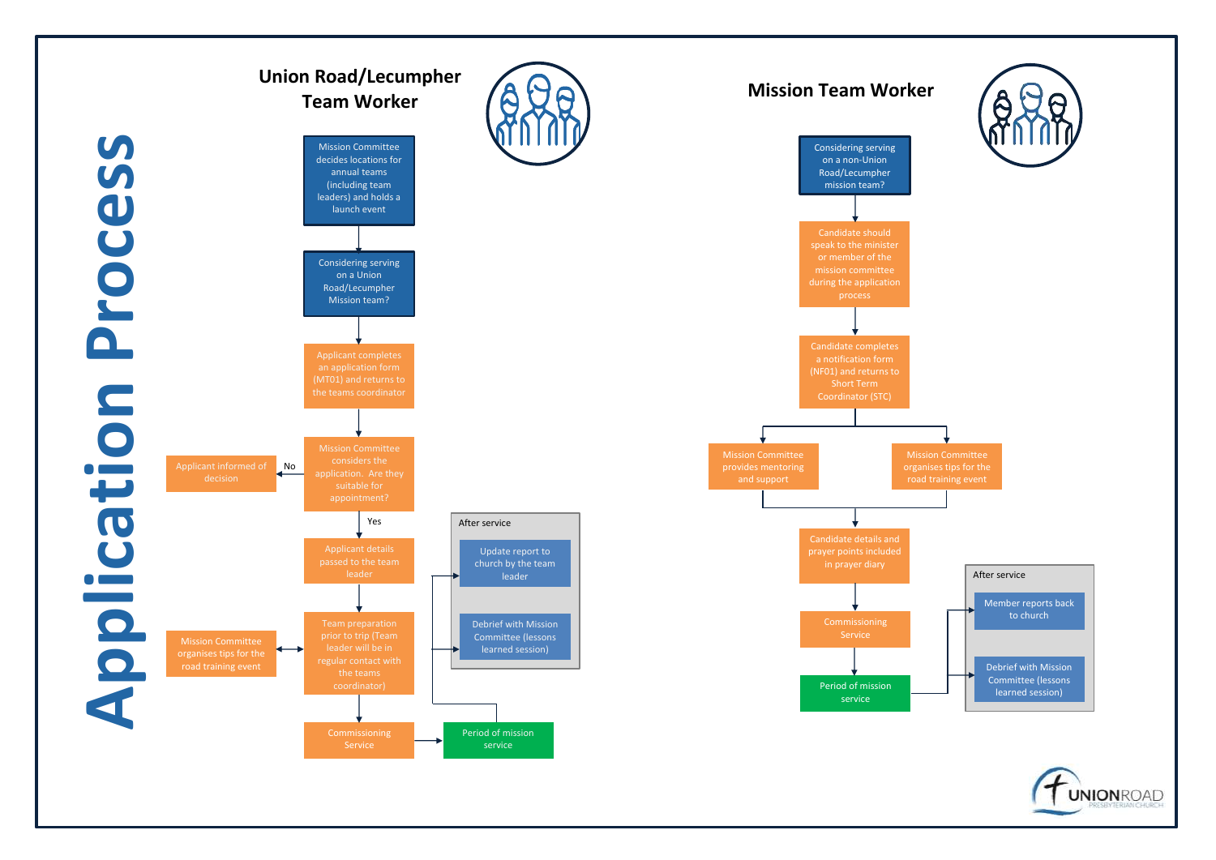# Application Process

## Union Road/Lecumpher Team Worker

1. Mission Committee decides locations for annual teams (including team leaders) and holds a launch event
2. Considering serving on a Union Road/Lecumpher Mission team?
3. Applicant completes an application form (MT01) and returns to the teams coordinator
4. Mission Committee considers the application. Are they suitable for appointment?
   - No → Applicant informed of decision
   - Yes → Applicant details passed to the team leader
5. Team preparation prior to trip (Team leader will be in regular contact with the teams coordinator) ↔ Mission Committee organises tips for the road training event
6. Commissioning Service
7. Period of mission service

**After service**

- Update report to church by the team leader
- Debrief with Mission Committee (lessons learned session)

## Mission Team Worker

1. Considering serving on a non-Union Road/Lecumpher mission team?
2. Candidate should speak to the minister or member of the mission committee during the application process
3. Candidate completes a notification form (NF01) and returns to Short Term Coordinator (STC)
4. Mission Committee provides mentoring and support / Mission Committee organises tips for the road training event
5. Candidate details and prayer points included in prayer diary
6. Commissioning Service
7. Period of mission service

**After service**

- Member reports back to church
- Debrief with Mission Committee (lessons learned session)

UNIONROAD PRESBYTERIAN CHURCH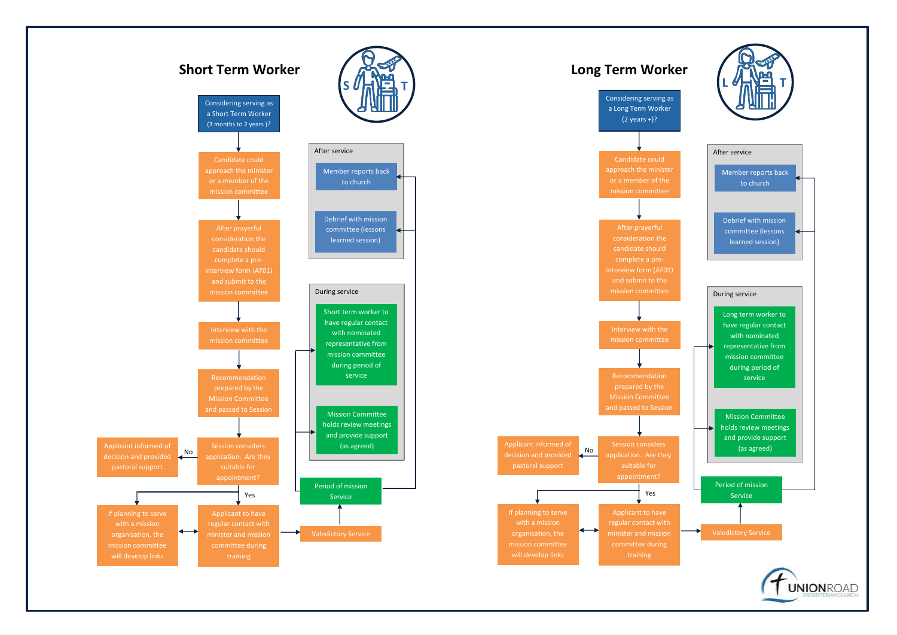## Short Term Worker

S T

Considering serving as a Short Term Worker (3 months to 2 years )?

Candidate could approach the minister or a member of the mission committee

After prayerful consideration the candidate should complete a pre-interview form (AF01) and submit to the mission committee

Interview with the mission committee

Recommendation prepared by the Mission Committee and passed to Session

Session considers application. Are they suitable for appointment?

No

Applicant informed of decision and provided pastoral support

Yes

If planning to serve with a mission organisation, the mission committee will develop links

Applicant to have regular contact with minister and mission committee during training

Valedictory Service

Period of mission Service

During service

Short term worker to have regular contact with nominated representative from mission committee during period of service

Mission Committee holds review meetings and provide support (as agreed)

After service

Member reports back to church

Debrief with mission committee (lessons learned session)

## Long Term Worker

L T

Considering serving as a Long Term Worker (2 years +)?

Candidate could approach the minister or a member of the mission committee

After prayerful consideration the candidate should complete a pre-interview form (AF01) and submit to the mission committee

Interview with the mission committee

Recommendation prepared by the Mission Committee and passed to Session

Session considers application. Are they suitable for appointment?

No

Applicant informed of decision and provided pastoral support

Yes

If planning to serve with a mission organisation, the mission committee will develop links

Applicant to have regular contact with minister and mission committee during training

Valedictory Service

Period of mission Service

During service

Long term worker to have regular contact with nominated representative from mission committee during period of service

Mission Committee holds review meetings and provide support (as agreed)

After service

Member reports back to church

Debrief with mission committee (lessons learned session)

UNION ROAD PRESBYTERIAN CHURCH